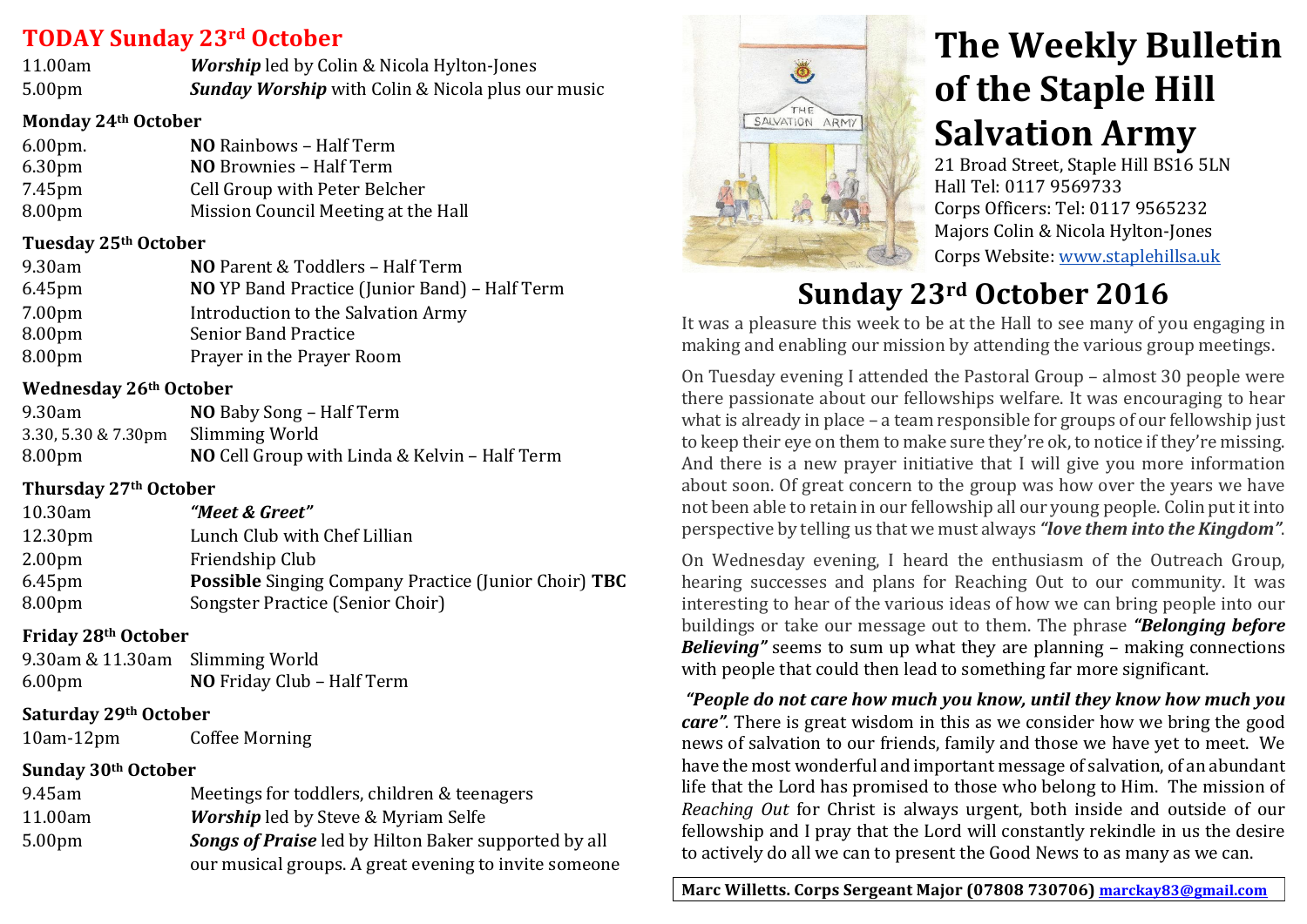# The Weekly Bulletin of the Staple Hill Salvation Army

21 Broad Street, Staple Hill BS16 5LN
Hall Tel: 0117 9569733
Corps Officers: Tel: 0117 9565232
Majors Colin & Nicola Hylton-Jones
Corps Website: www.staplehillsa.uk

## TODAY Sunday 23rd October

| | |
|---|---|
| 11.00am | ***Worship*** led by Colin & Nicola Hylton-Jones |
| 5.00pm | ***Sunday Worship*** with Colin & Nicola plus our music |

### Monday 24th October

| | |
|---|---|
| 6.00pm. | **NO** Rainbows – Half Term |
| 6.30pm | **NO** Brownies – Half Term |
| 7.45pm | Cell Group with Peter Belcher |
| 8.00pm | Mission Council Meeting at the Hall |

### Tuesday 25th October

| | |
|---|---|
| 9.30am | **NO** Parent & Toddlers – Half Term |
| 6.45pm | **NO** YP Band Practice (Junior Band) – Half Term |
| 7.00pm | Introduction to the Salvation Army |
| 8.00pm | Senior Band Practice |
| 8.00pm | Prayer in the Prayer Room |

### Wednesday 26th October

| | |
|---|---|
| 9.30am | **NO** Baby Song – Half Term |
| 3.30, 5.30 & 7.30pm | Slimming World |
| 8.00pm | **NO** Cell Group with Linda & Kelvin – Half Term |

### Thursday 27th October

| | |
|---|---|
| 10.30am | ***"Meet & Greet"*** |
| 12.30pm | Lunch Club with Chef Lillian |
| 2.00pm | Friendship Club |
| 6.45pm | **Possible** Singing Company Practice (Junior Choir) **TBC** |
| 8.00pm | Songster Practice (Senior Choir) |

### Friday 28th October

| | |
|---|---|
| 9.30am & 11.30am | Slimming World |
| 6.00pm | **NO** Friday Club – Half Term |

### Saturday 29th October

| | |
|---|---|
| 10am-12pm | Coffee Morning |

### Sunday 30th October

| | |
|---|---|
| 9.45am | Meetings for toddlers, children & teenagers |
| 11.00am | ***Worship*** led by Steve & Myriam Selfe |
| 5.00pm | ***Songs of Praise*** led by Hilton Baker supported by all our musical groups. A great evening to invite someone |

## Sunday 23rd October 2016

It was a pleasure this week to be at the Hall to see many of you engaging in making and enabling our mission by attending the various group meetings.

On Tuesday evening I attended the Pastoral Group – almost 30 people were there passionate about our fellowships welfare. It was encouraging to hear what is already in place – a team responsible for groups of our fellowship just to keep their eye on them to make sure they're ok, to notice if they're missing. And there is a new prayer initiative that I will give you more information about soon. Of great concern to the group was how over the years we have not been able to retain in our fellowship all our young people. Colin put it into perspective by telling us that we must always ***"love them into the Kingdom"***.

On Wednesday evening, I heard the enthusiasm of the Outreach Group, hearing successes and plans for Reaching Out to our community. It was interesting to hear of the various ideas of how we can bring people into our buildings or take our message out to them. The phrase ***"Belonging before Believing"*** seems to sum up what they are planning – making connections with people that could then lead to something far more significant.

***"People do not care how much you know, until they know how much you care"***. There is great wisdom in this as we consider how we bring the good news of salvation to our friends, family and those we have yet to meet. We have the most wonderful and important message of salvation, of an abundant life that the Lord has promised to those who belong to Him. The mission of *Reaching Out* for Christ is always urgent, both inside and outside of our fellowship and I pray that the Lord will constantly rekindle in us the desire to actively do all we can to present the Good News to as many as we can.

**Marc Willetts. Corps Sergeant Major (07808 730706)** marckay83@gmail.com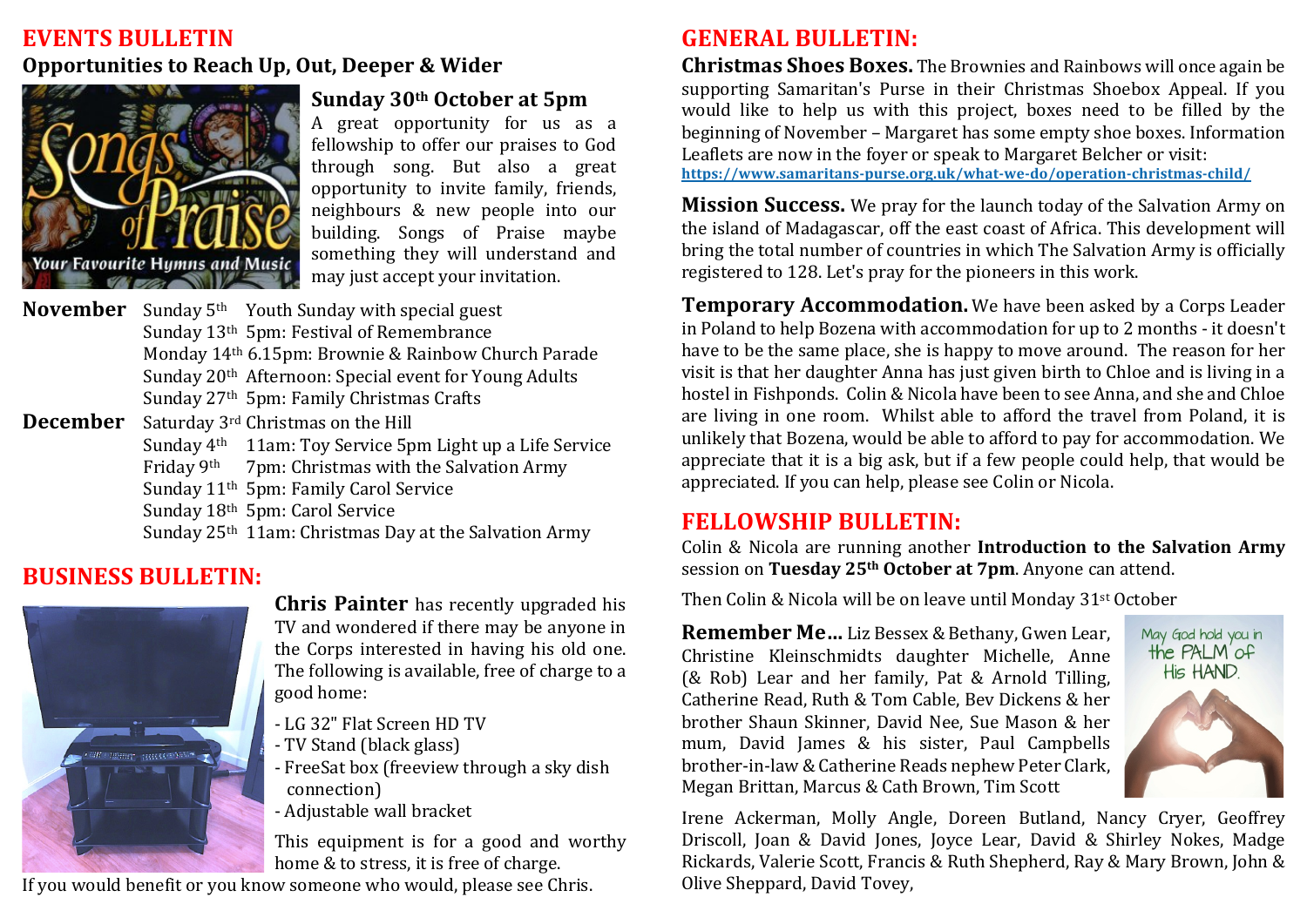# EVENTS BULLETIN

## Opportunities to Reach Up, Out, Deeper & Wider

### Sunday 30th October at 5pm

A great opportunity for us as a fellowship to offer our praises to God through song. But also a great opportunity to invite family, friends, neighbours & new people into our building. Songs of Praise maybe something they will understand and may just accept your invitation.

| | | |
|---|---|---|
| **November** | Sunday 5th | Youth Sunday with special guest |
| | Sunday 13th | 5pm: Festival of Remembrance |
| | Monday 14th | 6.15pm: Brownie & Rainbow Church Parade |
| | Sunday 20th | Afternoon: Special event for Young Adults |
| | Sunday 27th | 5pm: Family Christmas Crafts |
| **December** | Saturday 3rd | Christmas on the Hill |
| | Sunday 4th | 11am: Toy Service 5pm Light up a Life Service |
| | Friday 9th | 7pm: Christmas with the Salvation Army |
| | Sunday 11th | 5pm: Family Carol Service |
| | Sunday 18th | 5pm: Carol Service |
| | Sunday 25th | 11am: Christmas Day at the Salvation Army |

# BUSINESS BULLETIN:

**Chris Painter** has recently upgraded his TV and wondered if there may be anyone in the Corps interested in having his old one. The following is available, free of charge to a good home:

- LG 32" Flat Screen HD TV
- TV Stand (black glass)
- FreeSat box (freeview through a sky dish connection)
- Adjustable wall bracket

This equipment is for a good and worthy home & to stress, it is free of charge.

If you would benefit or you know someone who would, please see Chris.

# GENERAL BULLETIN:

**Christmas Shoes Boxes.** The Brownies and Rainbows will once again be supporting Samaritan's Purse in their Christmas Shoebox Appeal. If you would like to help us with this project, boxes need to be filled by the beginning of November – Margaret has some empty shoe boxes. Information Leaflets are now in the foyer or speak to Margaret Belcher or visit: https://www.samaritans-purse.org.uk/what-we-do/operation-christmas-child/

**Mission Success.** We pray for the launch today of the Salvation Army on the island of Madagascar, off the east coast of Africa. This development will bring the total number of countries in which The Salvation Army is officially registered to 128. Let's pray for the pioneers in this work.

**Temporary Accommodation.** We have been asked by a Corps Leader in Poland to help Bozena with accommodation for up to 2 months - it doesn't have to be the same place, she is happy to move around. The reason for her visit is that her daughter Anna has just given birth to Chloe and is living in a hostel in Fishponds. Colin & Nicola have been to see Anna, and she and Chloe are living in one room. Whilst able to afford the travel from Poland, it is unlikely that Bozena, would be able to afford to pay for accommodation. We appreciate that it is a big ask, but if a few people could help, that would be appreciated. If you can help, please see Colin or Nicola.

# FELLOWSHIP BULLETIN:

Colin & Nicola are running another **Introduction to the Salvation Army** session on **Tuesday 25th October at 7pm**. Anyone can attend.

Then Colin & Nicola will be on leave until Monday 31st October

**Remember Me…** Liz Bessex & Bethany, Gwen Lear, Christine Kleinschmidts daughter Michelle, Anne (& Rob) Lear and her family, Pat & Arnold Tilling, Catherine Read, Ruth & Tom Cable, Bev Dickens & her brother Shaun Skinner, David Nee, Sue Mason & her mum, David James & his sister, Paul Campbells brother-in-law & Catherine Reads nephew Peter Clark, Megan Brittan, Marcus & Cath Brown, Tim Scott

Irene Ackerman, Molly Angle, Doreen Butland, Nancy Cryer, Geoffrey Driscoll, Joan & David Jones, Joyce Lear, David & Shirley Nokes, Madge Rickards, Valerie Scott, Francis & Ruth Shepherd, Ray & Mary Brown, John & Olive Sheppard, David Tovey,